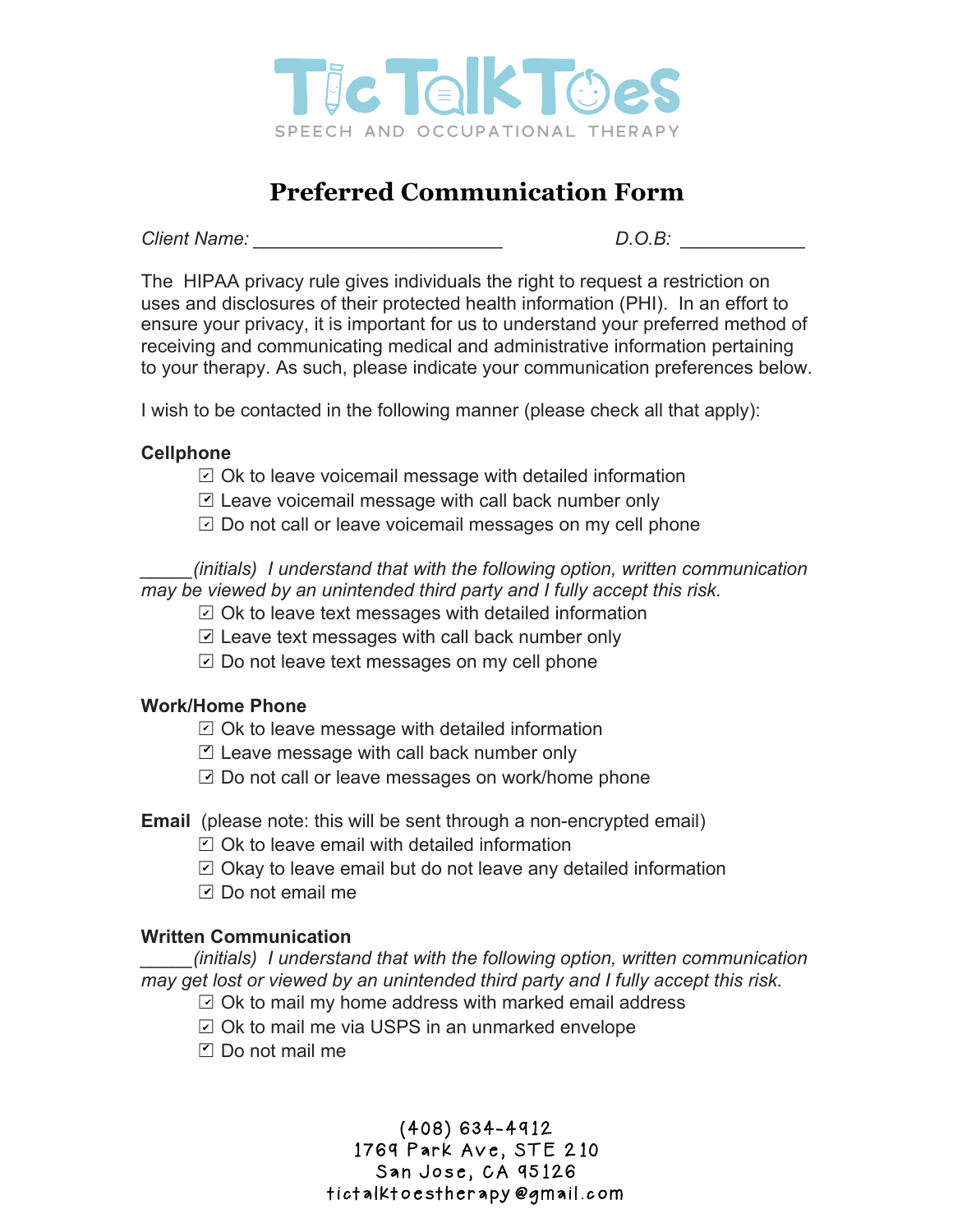TicTalkToes

SPEECH AND OCCUPATIONAL THERAPY

# Preferred Communication Form

*Client Name:* ________________________ *D.O.B:* ____________

The HIPAA privacy rule gives individuals the right to request a restriction on uses and disclosures of their protected health information (PHI). In an effort to ensure your privacy, it is important for us to understand your preferred method of receiving and communicating medical and administrative information pertaining to your therapy. As such, please indicate your communication preferences below.

I wish to be contacted in the following manner (please check all that apply):

**Cellphone**

- ☑ Ok to leave voicemail message with detailed information
- ☑ Leave voicemail message with call back number only
- ☑ Do not call or leave voicemail messages on my cell phone

_____*(initials) I understand that with the following option, written communication may be viewed by an unintended third party and I fully accept this risk.*

- ☑ Ok to leave text messages with detailed information
- ☑ Leave text messages with call back number only
- ☑ Do not leave text messages on my cell phone

**Work/Home Phone**

- ☑ Ok to leave message with detailed information
- ☑ Leave message with call back number only
- ☑ Do not call or leave messages on work/home phone

**Email** (please note: this will be sent through a non-encrypted email)

- ☑ Ok to leave email with detailed information
- ☑ Okay to leave email but do not leave any detailed information
- ☑ Do not email me

**Written Communication**

_____*(initials) I understand that with the following option, written communication may get lost or viewed by an unintended third party and I fully accept this risk.*

- ☑ Ok to mail my home address with marked email address
- ☑ Ok to mail me via USPS in an unmarked envelope
- ☑ Do not mail me

(408) 634-4912
1769 Park Ave, STE 210
San Jose, CA 95126
tictalktoestherapy@gmail.com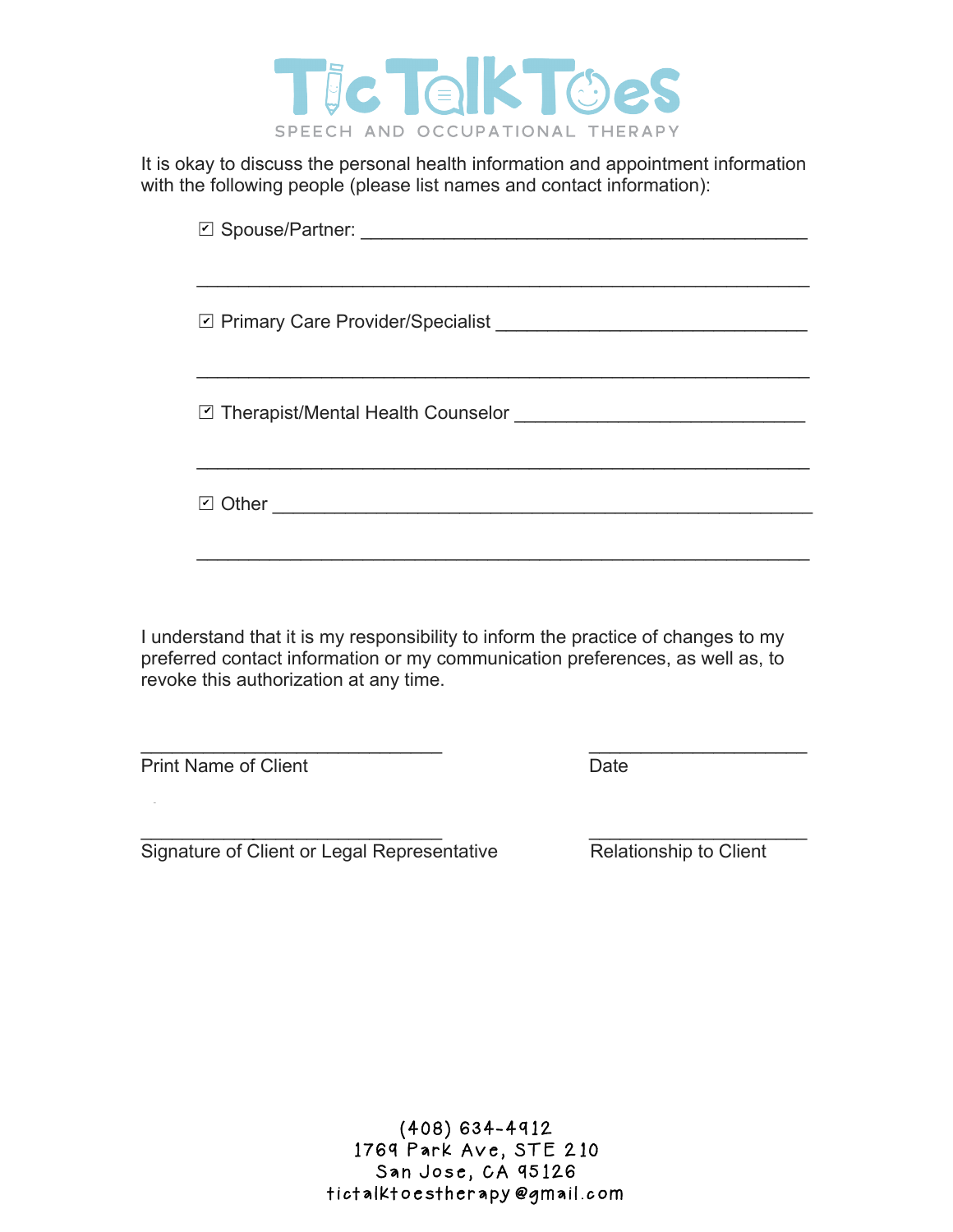# TicTalkToes

SPEECH AND OCCUPATIONAL THERAPY

It is okay to discuss the personal health information and appointment information with the following people (please list names and contact information):

☑ Spouse/Partner: ___________________________________________

___________________________________________________________

☑ Primary Care Provider/Specialist ______________________________

___________________________________________________________

☑ Therapist/Mental Health Counselor ____________________________

___________________________________________________________

☑ Other ____________________________________________________

___________________________________________________________

I understand that it is my responsibility to inform the practice of changes to my preferred contact information or my communication preferences, as well as, to revoke this authorization at any time.

______________________________ ______________________

Print Name of Client Date

______________________________ ______________________

Signature of Client or Legal Representative Relationship to Client

(408) 634-4912
1769 Park Ave, STE 210
San Jose, CA 95126
tictalktoestherapy@gmail.com